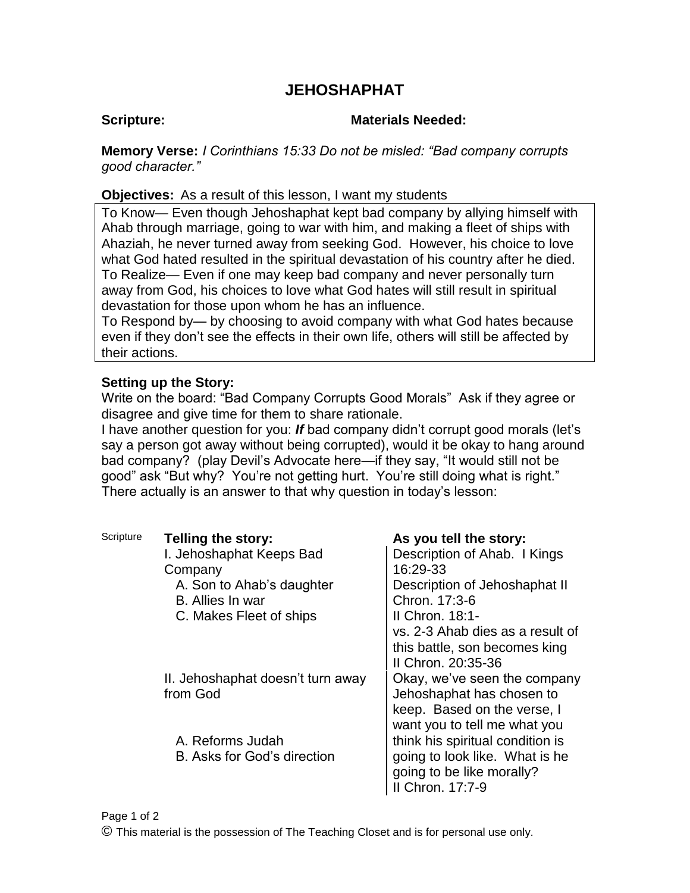# JEHOSHAPHAT

**Scripture:** **Materials Needed:**

**Memory Verse:** *I Corinthians 15:33 Do not be misled: "Bad company corrupts good character."*

**Objectives:** As a result of this lesson, I want my students

To Know— Even though Jehoshaphat kept bad company by allying himself with Ahab through marriage, going to war with him, and making a fleet of ships with Ahaziah, he never turned away from seeking God. However, his choice to love what God hated resulted in the spiritual devastation of his country after he died.
To Realize— Even if one may keep bad company and never personally turn away from God, his choices to love what God hates will still result in spiritual devastation for those upon whom he has an influence.
To Respond by— by choosing to avoid company with what God hates because even if they don't see the effects in their own life, others will still be affected by their actions.

**Setting up the Story:**
Write on the board: "Bad Company Corrupts Good Morals" Ask if they agree or disagree and give time for them to share rationale.
I have another question for you: ***If*** bad company didn't corrupt good morals (let's say a person got away without being corrupted), would it be okay to hang around bad company? (play Devil's Advocate here—if they say, "It would still not be good" ask "But why? You're not getting hurt. You're still doing what is right." There actually is an answer to that why question in today's lesson:

| Scripture | **Telling the story:** | **As you tell the story:** |
|---|---|---|
| | I. Jehoshaphat Keeps Bad Company | Description of Ahab. I Kings 16:29-33 |
| | A. Son to Ahab's daughter | Description of Jehoshaphat II Chron. 17:3-6 |
| | B. Allies In war | |
| | C. Makes Fleet of ships | II Chron. 18:1- vs. 2-3 Ahab dies as a result of this battle, son becomes king II Chron. 20:35-36 |
| | II. Jehoshaphat doesn't turn away from God | Okay, we've seen the company Jehoshaphat has chosen to keep. Based on the verse, I want you to tell me what you think his spiritual condition is going to look like. What is he going to be like morally? |
| | A. Reforms Judah | |
| | B. Asks for God's direction | II Chron. 17:7-9 |

© This material is the possession of The Teaching Closet and is for personal use only.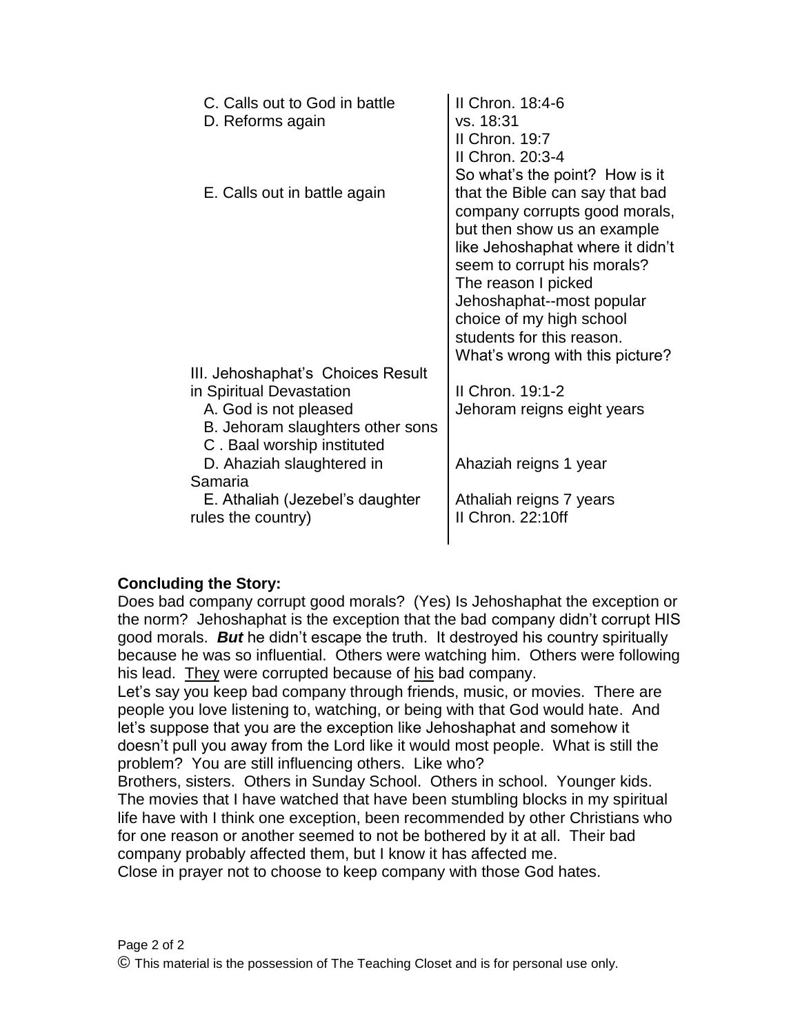| | |
|---|---|
| C. Calls out to God in battle | II Chron. 18:4-6 |
| D. Reforms again | vs. 18:31 |
| | II Chron. 19:7 |
| | II Chron. 20:3-4 |
| E. Calls out in battle again | So what's the point? How is it that the Bible can say that bad company corrupts good morals, but then show us an example like Jehoshaphat where it didn't seem to corrupt his morals? The reason I picked Jehoshaphat--most popular choice of my high school students for this reason. What's wrong with this picture? |
| III. Jehoshaphat's Choices Result in Spiritual Devastation | |
| A. God is not pleased | II Chron. 19:1-2 |
| B. Jehoram slaughters other sons | Jehoram reigns eight years |
| C . Baal worship instituted | |
| D. Ahaziah slaughtered in Samaria | Ahaziah reigns 1 year |
| E. Athaliah (Jezebel's daughter rules the country) | Athaliah reigns 7 years<br>II Chron. 22:10ff |

**Concluding the Story:**

Does bad company corrupt good morals? (Yes) Is Jehoshaphat the exception or the norm? Jehoshaphat is the exception that the bad company didn't corrupt HIS good morals. ***But*** he didn't escape the truth. It destroyed his country spiritually because he was so influential. Others were watching him. Others were following his lead. <u>They</u> were corrupted because of <u>his</u> bad company.

Let's say you keep bad company through friends, music, or movies. There are people you love listening to, watching, or being with that God would hate. And let's suppose that you are the exception like Jehoshaphat and somehow it doesn't pull you away from the Lord like it would most people. What is still the problem? You are still influencing others. Like who?

Brothers, sisters. Others in Sunday School. Others in school. Younger kids. The movies that I have watched that have been stumbling blocks in my spiritual life have with I think one exception, been recommended by other Christians who for one reason or another seemed to not be bothered by it at all. Their bad company probably affected them, but I know it has affected me.

Close in prayer not to choose to keep company with those God hates.

© This material is the possession of The Teaching Closet and is for personal use only.